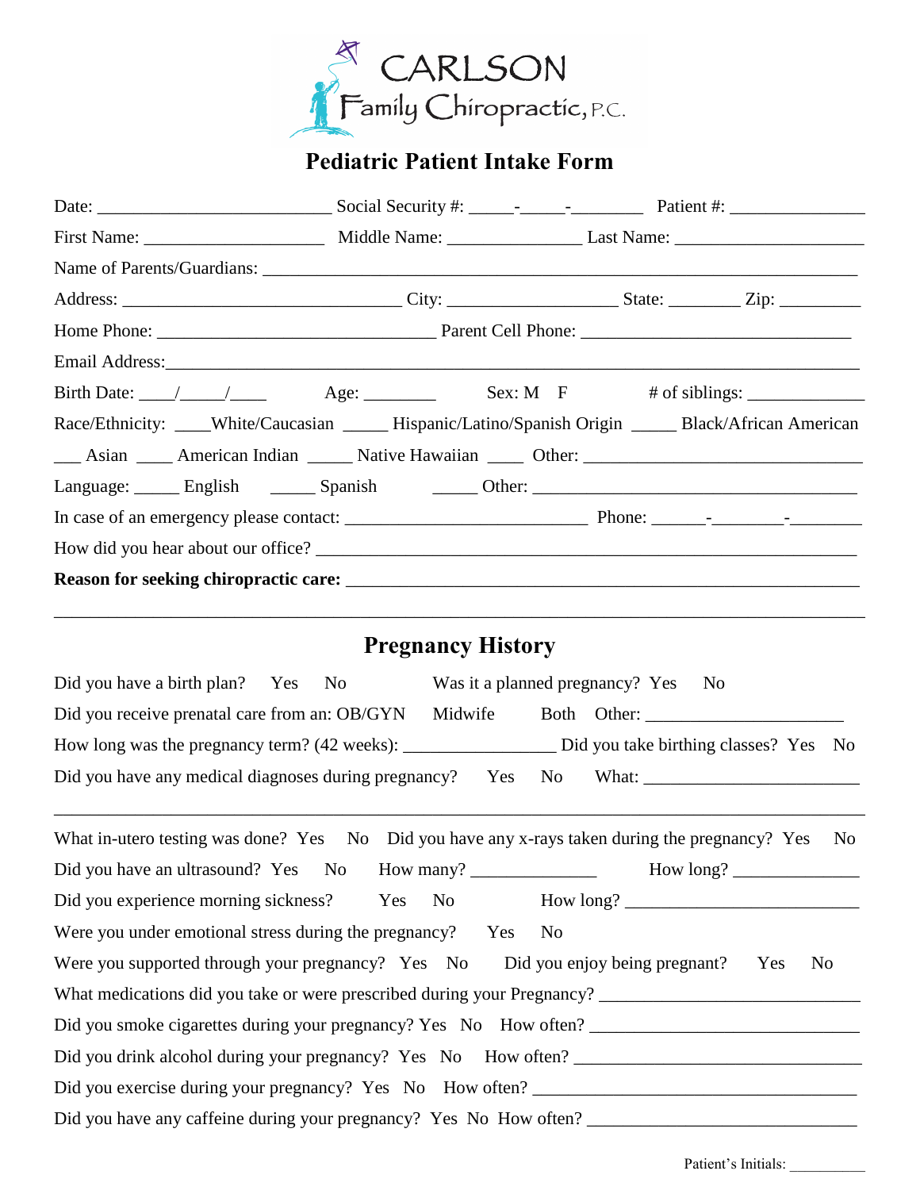CARLSON Family Chiropractic, P.C.

# Pediatric Patient Intake Form

Date: _________________________ Social Security #: _____-_____-________ Patient #: _______________

First Name: ____________________ Middle Name: _______________ Last Name: _____________________

Name of Parents/Guardians: ________________________________________________________________

Address: ______________________________ City: __________________ State: ________ Zip: _________

Home Phone: ______________________________ Parent Cell Phone: ______________________________

Email Address: ____________________________________________________________________________

Birth Date: ____/_____/____ Age: ________ Sex: M F # of siblings: _____________

Race/Ethnicity: ____White/Caucasian _____ Hispanic/Latino/Spanish Origin _____ Black/African American

___ Asian ____ American Indian _____ Native Hawaiian ____ Other: _______________________________

Language: _____ English _____ Spanish _____ Other: ____________________________________

In case of an emergency please contact: __________________________ Phone: ______-________-________

How did you hear about our office? ___________________________________________________________

**Reason for seeking chiropractic care:** ______________________________________________________

______________________________________________________________________________________

## Pregnancy History

Did you have a birth plan? Yes No Was it a planned pregnancy? Yes No

Did you receive prenatal care from an: OB/GYN Midwife Both Other: ______________________

How long was the pregnancy term? (42 weeks): ________________ Did you take birthing classes? Yes No

Did you have any medical diagnoses during pregnancy? Yes No What: _______________________

______________________________________________________________________________________

What in-utero testing was done? Yes No Did you have any x-rays taken during the pregnancy? Yes No

Did you have an ultrasound? Yes No How many? ______________ How long? ______________

Did you experience morning sickness? Yes No How long? __________________________

Were you under emotional stress during the pregnancy? Yes No

Were you supported through your pregnancy? Yes No Did you enjoy being pregnant? Yes No

What medications did you take or were prescribed during your Pregnancy? _____________________________

Did you smoke cigarettes during your pregnancy? Yes No How often? ______________________________

Did you drink alcohol during your pregnancy? Yes No How often? ________________________________

Did you exercise during your pregnancy? Yes No How often? ____________________________________

Did you have any caffeine during your pregnancy? Yes No How often? ______________________________

Patient's Initials: __________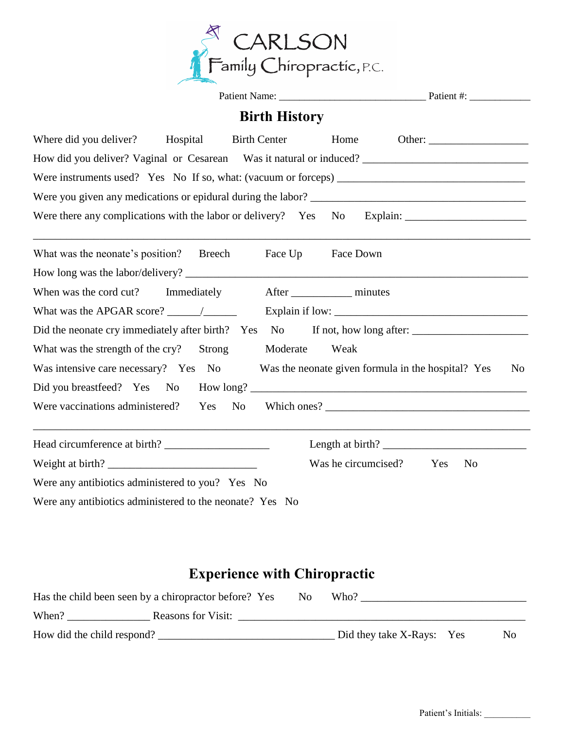**CARLSON**
**Family Chiropractic, P.C.**

Patient Name: ____________________________ Patient #: ____________

# Birth History

Where did you deliver? Hospital Birth Center Home Other: __________________

How did you deliver? Vaginal or Cesarean Was it natural or induced? ______________________________

Were instruments used? Yes No If so, what: (vacuum or forceps) __________________________________

Were you given any medications or epidural during the labor? ________________________________________

Were there any complications with the labor or delivery? Yes No Explain: ______________________

_____________________________________________________________________________________

What was the neonate's position? Breech Face Up Face Down

How long was the labor/delivery? ____________________________________________________________

When was the cord cut? Immediately After ___________ minutes

What was the APGAR score? ______/______ Explain if low: ____________________________________

Did the neonate cry immediately after birth? Yes No If not, how long after: _____________________

What was the strength of the cry? Strong Moderate Weak

Was intensive care necessary? Yes No Was the neonate given formula in the hospital? Yes No

Did you breastfeed? Yes No How long? __________________________________________________

Were vaccinations administered? Yes No Which ones? ______________________________________

_____________________________________________________________________________________

Head circumference at birth? ___________________ Length at birth? __________________________

Weight at birth? ___________________________ Was he circumcised? Yes No

Were any antibiotics administered to you? Yes No

Were any antibiotics administered to the neonate? Yes No

# Experience with Chiropractic

Has the child been seen by a chiropractor before? Yes No Who? ______________________________

When? _______________ Reasons for Visit: __________________________________________________

How did the child respond? _________________________________ Did they take X-Rays: Yes No

Patient's Initials: __________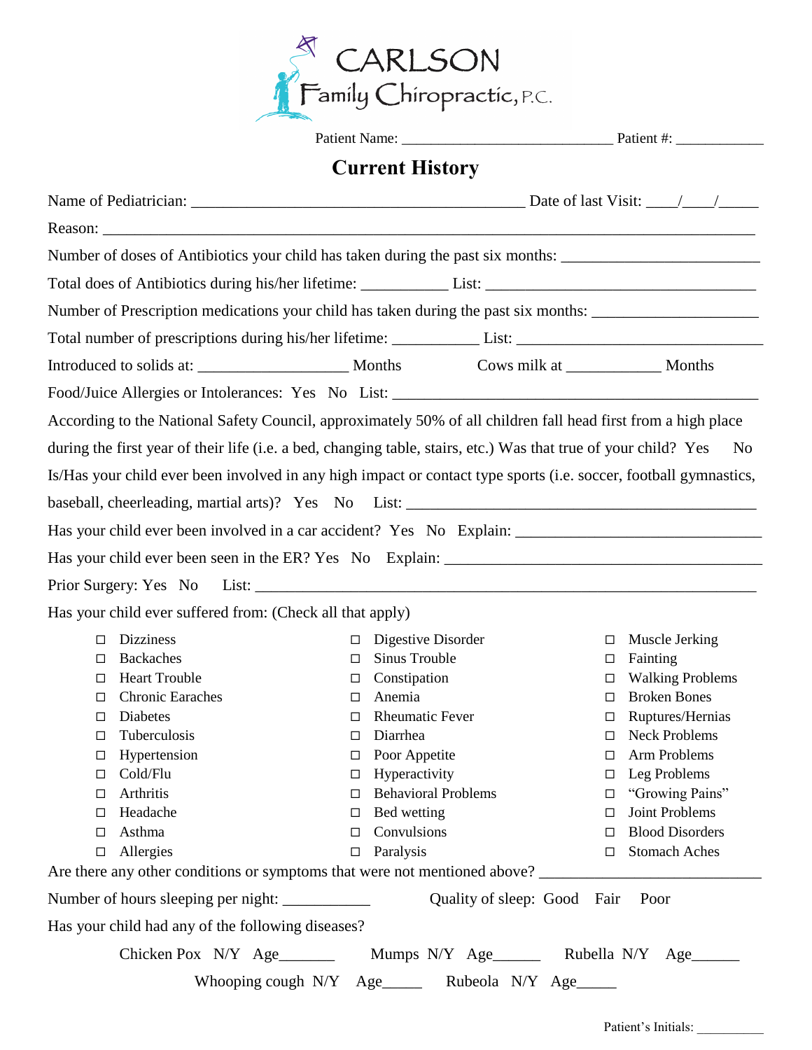CARLSON Family Chiropractic, P.C.

Patient Name: ____________________________ Patient #: ___________

## Current History

Name of Pediatrician: ____________________________________________ Date of last Visit: ____/____/_____

Reason: ___________________________________________________________________________

Number of doses of Antibiotics your child has taken during the past six months: _______________________

Total does of Antibiotics during his/her lifetime: ___________ List: _________________________________

Number of Prescription medications your child has taken during the past six months: ____________________

Total number of prescriptions during his/her lifetime: ___________ List: ______________________________

Introduced to solids at: ___________________ Months Cows milk at ____________ Months

Food/Juice Allergies or Intolerances: Yes No List: ___________________________________________

According to the National Safety Council, approximately 50% of all children fall head first from a high place during the first year of their life (i.e. a bed, changing table, stairs, etc.) Was that true of your child? Yes No

Is/Has your child ever been involved in any high impact or contact type sports (i.e. soccer, football gymnastics, baseball, cheerleading, martial arts)? Yes No List: _____________________________________________

Has your child ever been involved in a car accident? Yes No Explain: ______________________________

Has your child ever been seen in the ER? Yes No Explain: _______________________________________

Prior Surgery: Yes No List: _______________________________________________________________

Has your child ever suffered from: (Check all that apply)

- ☐ Dizziness
- ☐ Backaches
- ☐ Heart Trouble
- ☐ Chronic Earaches
- ☐ Diabetes
- ☐ Tuberculosis
- ☐ Hypertension
- ☐ Cold/Flu
- ☐ Arthritis
- ☐ Headache
- ☐ Asthma
- ☐ Allergies
- ☐ Digestive Disorder
- ☐ Sinus Trouble
- ☐ Constipation
- ☐ Anemia
- ☐ Rheumatic Fever
- ☐ Diarrhea
- ☐ Poor Appetite
- ☐ Hyperactivity
- ☐ Behavioral Problems
- ☐ Bed wetting
- ☐ Convulsions
- ☐ Paralysis
- ☐ Muscle Jerking
- ☐ Fainting
- ☐ Walking Problems
- ☐ Broken Bones
- ☐ Ruptures/Hernias
- ☐ Neck Problems
- ☐ Arm Problems
- ☐ Leg Problems
- ☐ "Growing Pains"
- ☐ Joint Problems
- ☐ Blood Disorders
- ☐ Stomach Aches

Are there any other conditions or symptoms that were not mentioned above? __________________________

Number of hours sleeping per night: ___________ Quality of sleep: Good Fair Poor

Has your child had any of the following diseases?

Chicken Pox N/Y Age_______ Mumps N/Y Age______ Rubella N/Y Age______

Whooping cough N/Y Age_____ Rubeola N/Y Age_____

Patient's Initials: __________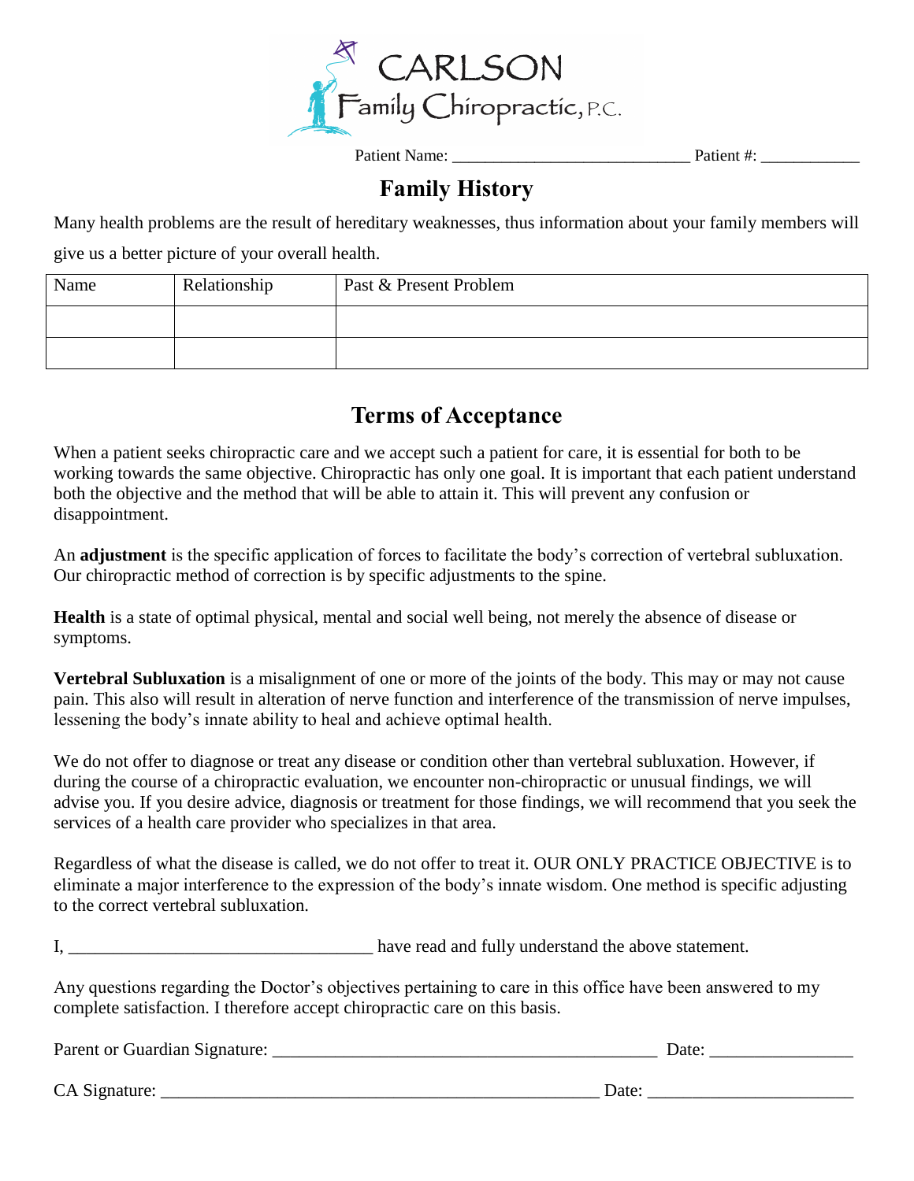CARLSON Family Chiropractic, P.C.

Patient Name: ____________________________ Patient #: ____________

## Family History

Many health problems are the result of hereditary weaknesses, thus information about your family members will give us a better picture of your overall health.

| Name | Relationship | Past & Present Problem |
|---|---|---|
| | | |
| | | |

## Terms of Acceptance

When a patient seeks chiropractic care and we accept such a patient for care, it is essential for both to be working towards the same objective. Chiropractic has only one goal. It is important that each patient understand both the objective and the method that will be able to attain it. This will prevent any confusion or disappointment.

An **adjustment** is the specific application of forces to facilitate the body's correction of vertebral subluxation. Our chiropractic method of correction is by specific adjustments to the spine.

**Health** is a state of optimal physical, mental and social well being, not merely the absence of disease or symptoms.

**Vertebral Subluxation** is a misalignment of one or more of the joints of the body. This may or may not cause pain. This also will result in alteration of nerve function and interference of the transmission of nerve impulses, lessening the body's innate ability to heal and achieve optimal health.

We do not offer to diagnose or treat any disease or condition other than vertebral subluxation. However, if during the course of a chiropractic evaluation, we encounter non-chiropractic or unusual findings, we will advise you. If you desire advice, diagnosis or treatment for those findings, we will recommend that you seek the services of a health care provider who specializes in that area.

Regardless of what the disease is called, we do not offer to treat it. OUR ONLY PRACTICE OBJECTIVE is to eliminate a major interference to the expression of the body's innate wisdom. One method is specific adjusting to the correct vertebral subluxation.

I, __________________________________ have read and fully understand the above statement.

Any questions regarding the Doctor's objectives pertaining to care in this office have been answered to my complete satisfaction. I therefore accept chiropractic care on this basis.

Parent or Guardian Signature: ____________________________________________ Date: ________________

CA Signature: ___________________________________________________ Date: _______________________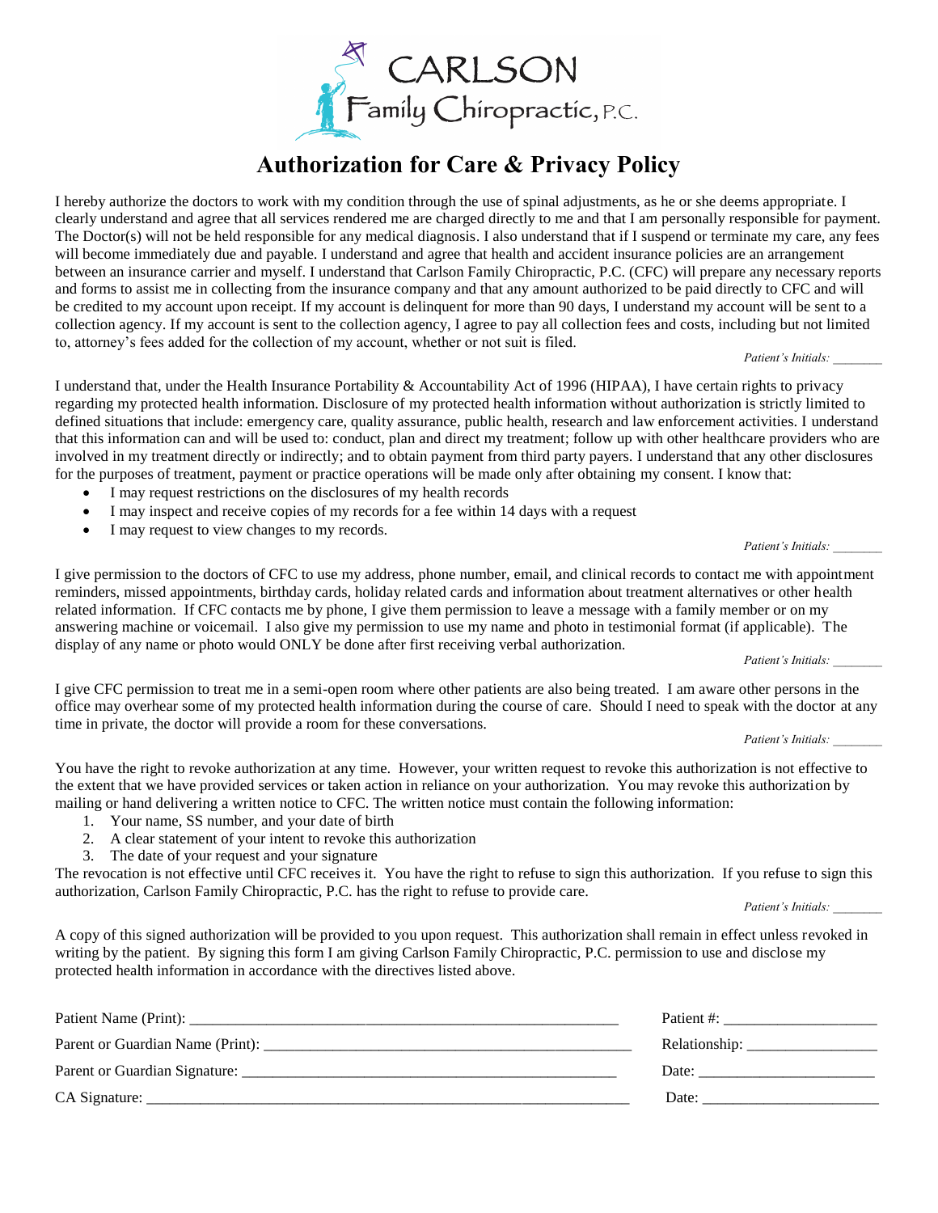CARLSON
Family Chiropractic, P.C.

# Authorization for Care & Privacy Policy

I hereby authorize the doctors to work with my condition through the use of spinal adjustments, as he or she deems appropriate. I clearly understand and agree that all services rendered me are charged directly to me and that I am personally responsible for payment. The Doctor(s) will not be held responsible for any medical diagnosis. I also understand that if I suspend or terminate my care, any fees will become immediately due and payable. I understand and agree that health and accident insurance policies are an arrangement between an insurance carrier and myself. I understand that Carlson Family Chiropractic, P.C. (CFC) will prepare any necessary reports and forms to assist me in collecting from the insurance company and that any amount authorized to be paid directly to CFC and will be credited to my account upon receipt. If my account is delinquent for more than 90 days, I understand my account will be sent to a collection agency. If my account is sent to the collection agency, I agree to pay all collection fees and costs, including but not limited to, attorney's fees added for the collection of my account, whether or not suit is filed.

*Patient's Initials:* ________

I understand that, under the Health Insurance Portability & Accountability Act of 1996 (HIPAA), I have certain rights to privacy regarding my protected health information. Disclosure of my protected health information without authorization is strictly limited to defined situations that include: emergency care, quality assurance, public health, research and law enforcement activities. I understand that this information can and will be used to: conduct, plan and direct my treatment; follow up with other healthcare providers who are involved in my treatment directly or indirectly; and to obtain payment from third party payers. I understand that any other disclosures for the purposes of treatment, payment or practice operations will be made only after obtaining my consent. I know that:

- I may request restrictions on the disclosures of my health records
- I may inspect and receive copies of my records for a fee within 14 days with a request
- I may request to view changes to my records.

*Patient's Initials:* ________

I give permission to the doctors of CFC to use my address, phone number, email, and clinical records to contact me with appointment reminders, missed appointments, birthday cards, holiday related cards and information about treatment alternatives or other health related information. If CFC contacts me by phone, I give them permission to leave a message with a family member or on my answering machine or voicemail. I also give my permission to use my name and photo in testimonial format (if applicable). The display of any name or photo would ONLY be done after first receiving verbal authorization.

*Patient's Initials:* ________

I give CFC permission to treat me in a semi-open room where other patients are also being treated. I am aware other persons in the office may overhear some of my protected health information during the course of care. Should I need to speak with the doctor at any time in private, the doctor will provide a room for these conversations.

*Patient's Initials:* ________

You have the right to revoke authorization at any time. However, your written request to revoke this authorization is not effective to the extent that we have provided services or taken action in reliance on your authorization. You may revoke this authorization by mailing or hand delivering a written notice to CFC. The written notice must contain the following information:

1. Your name, SS number, and your date of birth
2. A clear statement of your intent to revoke this authorization
3. The date of your request and your signature

The revocation is not effective until CFC receives it. You have the right to refuse to sign this authorization. If you refuse to sign this authorization, Carlson Family Chiropractic, P.C. has the right to refuse to provide care.

*Patient's Initials:* ________

A copy of this signed authorization will be provided to you upon request. This authorization shall remain in effect unless revoked in writing by the patient. By signing this form I am giving Carlson Family Chiropractic, P.C. permission to use and disclose my protected health information in accordance with the directives listed above.

Patient Name (Print): ______________________________ Patient #: ____________________

Parent or Guardian Name (Print): ______________________________ Relationship: ________________

Parent or Guardian Signature: ______________________________ Date: ______________________

CA Signature: ______________________________ Date: ______________________